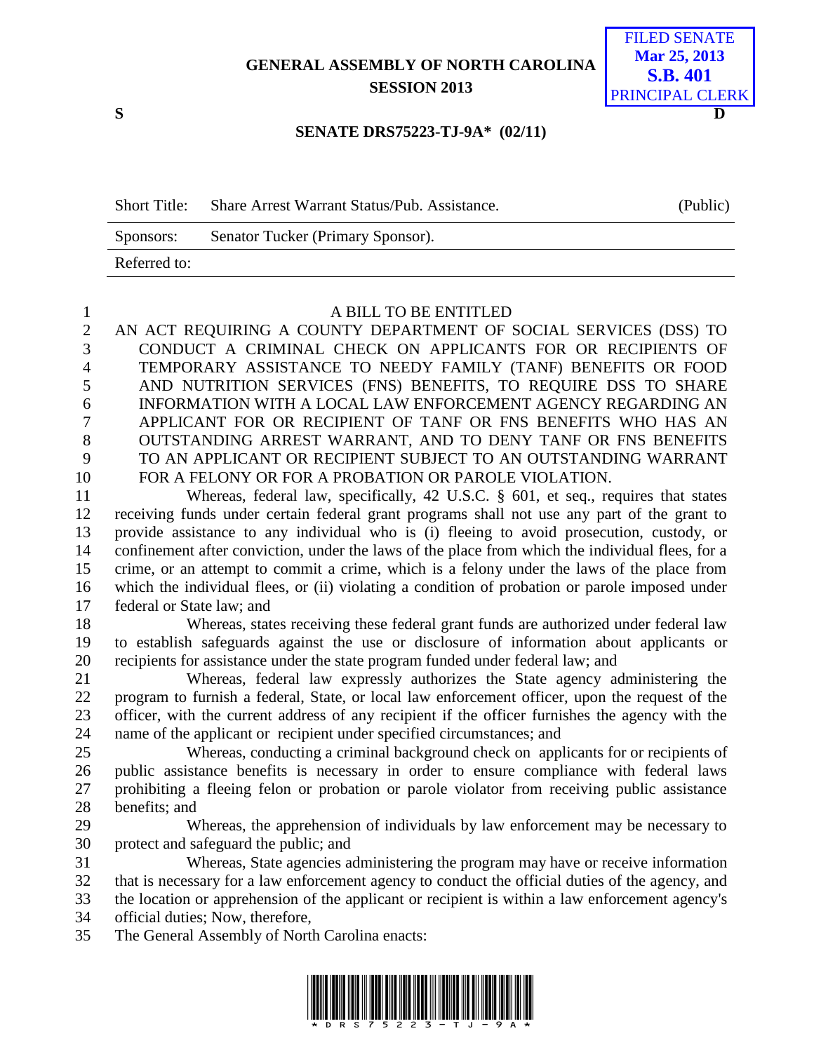**GENERAL ASSEMBLY OF NORTH CAROLINA**
**SESSION 2013**

FILED SENATE
**Mar 25, 2013**
**S.B. 401**
PRINCIPAL CLERK

**S** **D**

**SENATE DRS75223-TJ-9A\* (02/11)**

| Short Title: | Share Arrest Warrant Status/Pub. Assistance. | (Public) |
|---|---|---|
| Sponsors: | Senator Tucker (Primary Sponsor). | |
| Referred to: | | |

A BILL TO BE ENTITLED

AN ACT REQUIRING A COUNTY DEPARTMENT OF SOCIAL SERVICES (DSS) TO CONDUCT A CRIMINAL CHECK ON APPLICANTS FOR OR RECIPIENTS OF TEMPORARY ASSISTANCE TO NEEDY FAMILY (TANF) BENEFITS OR FOOD AND NUTRITION SERVICES (FNS) BENEFITS, TO REQUIRE DSS TO SHARE INFORMATION WITH A LOCAL LAW ENFORCEMENT AGENCY REGARDING AN APPLICANT FOR OR RECIPIENT OF TANF OR FNS BENEFITS WHO HAS AN OUTSTANDING ARREST WARRANT, AND TO DENY TANF OR FNS BENEFITS TO AN APPLICANT OR RECIPIENT SUBJECT TO AN OUTSTANDING WARRANT FOR A FELONY OR FOR A PROBATION OR PAROLE VIOLATION.

Whereas, federal law, specifically, 42 U.S.C. § 601, et seq., requires that states receiving funds under certain federal grant programs shall not use any part of the grant to provide assistance to any individual who is (i) fleeing to avoid prosecution, custody, or confinement after conviction, under the laws of the place from which the individual flees, for a crime, or an attempt to commit a crime, which is a felony under the laws of the place from which the individual flees, or (ii) violating a condition of probation or parole imposed under federal or State law; and

Whereas, states receiving these federal grant funds are authorized under federal law to establish safeguards against the use or disclosure of information about applicants or recipients for assistance under the state program funded under federal law; and

Whereas, federal law expressly authorizes the State agency administering the program to furnish a federal, State, or local law enforcement officer, upon the request of the officer, with the current address of any recipient if the officer furnishes the agency with the name of the applicant or recipient under specified circumstances; and

Whereas, conducting a criminal background check on applicants for or recipients of public assistance benefits is necessary in order to ensure compliance with federal laws prohibiting a fleeing felon or probation or parole violator from receiving public assistance benefits; and

Whereas, the apprehension of individuals by law enforcement may be necessary to protect and safeguard the public; and

Whereas, State agencies administering the program may have or receive information that is necessary for a law enforcement agency to conduct the official duties of the agency, and the location or apprehension of the applicant or recipient is within a law enforcement agency's official duties; Now, therefore,

The General Assembly of North Carolina enacts: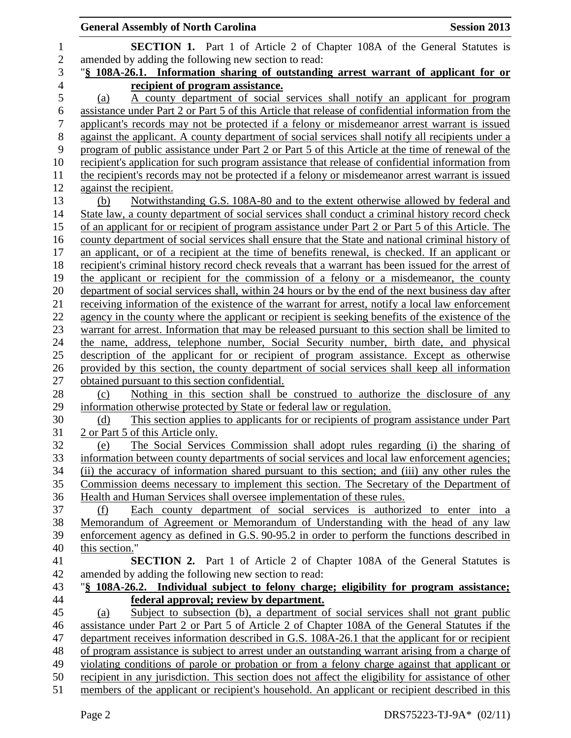**SECTION 1.** Part 1 of Article 2 of Chapter 108A of the General Statutes is amended by adding the following new section to read:

"**§ 108A-26.1. Information sharing of outstanding arrest warrant of applicant for or recipient of program assistance.**

(a) A county department of social services shall notify an applicant for program assistance under Part 2 or Part 5 of this Article that release of confidential information from the applicant's records may not be protected if a felony or misdemeanor arrest warrant is issued against the applicant. A county department of social services shall notify all recipients under a program of public assistance under Part 2 or Part 5 of this Article at the time of renewal of the recipient's application for such program assistance that release of confidential information from the recipient's records may not be protected if a felony or misdemeanor arrest warrant is issued against the recipient.

(b) Notwithstanding G.S. 108A-80 and to the extent otherwise allowed by federal and State law, a county department of social services shall conduct a criminal history record check of an applicant for or recipient of program assistance under Part 2 or Part 5 of this Article. The county department of social services shall ensure that the State and national criminal history of an applicant, or of a recipient at the time of benefits renewal, is checked. If an applicant or recipient's criminal history record check reveals that a warrant has been issued for the arrest of the applicant or recipient for the commission of a felony or a misdemeanor, the county department of social services shall, within 24 hours or by the end of the next business day after receiving information of the existence of the warrant for arrest, notify a local law enforcement agency in the county where the applicant or recipient is seeking benefits of the existence of the warrant for arrest. Information that may be released pursuant to this section shall be limited to the name, address, telephone number, Social Security number, birth date, and physical description of the applicant for or recipient of program assistance. Except as otherwise provided by this section, the county department of social services shall keep all information obtained pursuant to this section confidential.

(c) Nothing in this section shall be construed to authorize the disclosure of any information otherwise protected by State or federal law or regulation.

(d) This section applies to applicants for or recipients of program assistance under Part 2 or Part 5 of this Article only.

(e) The Social Services Commission shall adopt rules regarding (i) the sharing of information between county departments of social services and local law enforcement agencies; (ii) the accuracy of information shared pursuant to this section; and (iii) any other rules the Commission deems necessary to implement this section. The Secretary of the Department of Health and Human Services shall oversee implementation of these rules.

(f) Each county department of social services is authorized to enter into a Memorandum of Agreement or Memorandum of Understanding with the head of any law enforcement agency as defined in G.S. 90-95.2 in order to perform the functions described in this section."

**SECTION 2.** Part 1 of Article 2 of Chapter 108A of the General Statutes is amended by adding the following new section to read:

"**§ 108A-26.2. Individual subject to felony charge; eligibility for program assistance; federal approval; review by department.**

(a) Subject to subsection (b), a department of social services shall not grant public assistance under Part 2 or Part 5 of Article 2 of Chapter 108A of the General Statutes if the department receives information described in G.S. 108A-26.1 that the applicant for or recipient of program assistance is subject to arrest under an outstanding warrant arising from a charge of violating conditions of parole or probation or from a felony charge against that applicant or recipient in any jurisdiction. This section does not affect the eligibility for assistance of other members of the applicant or recipient's household. An applicant or recipient described in this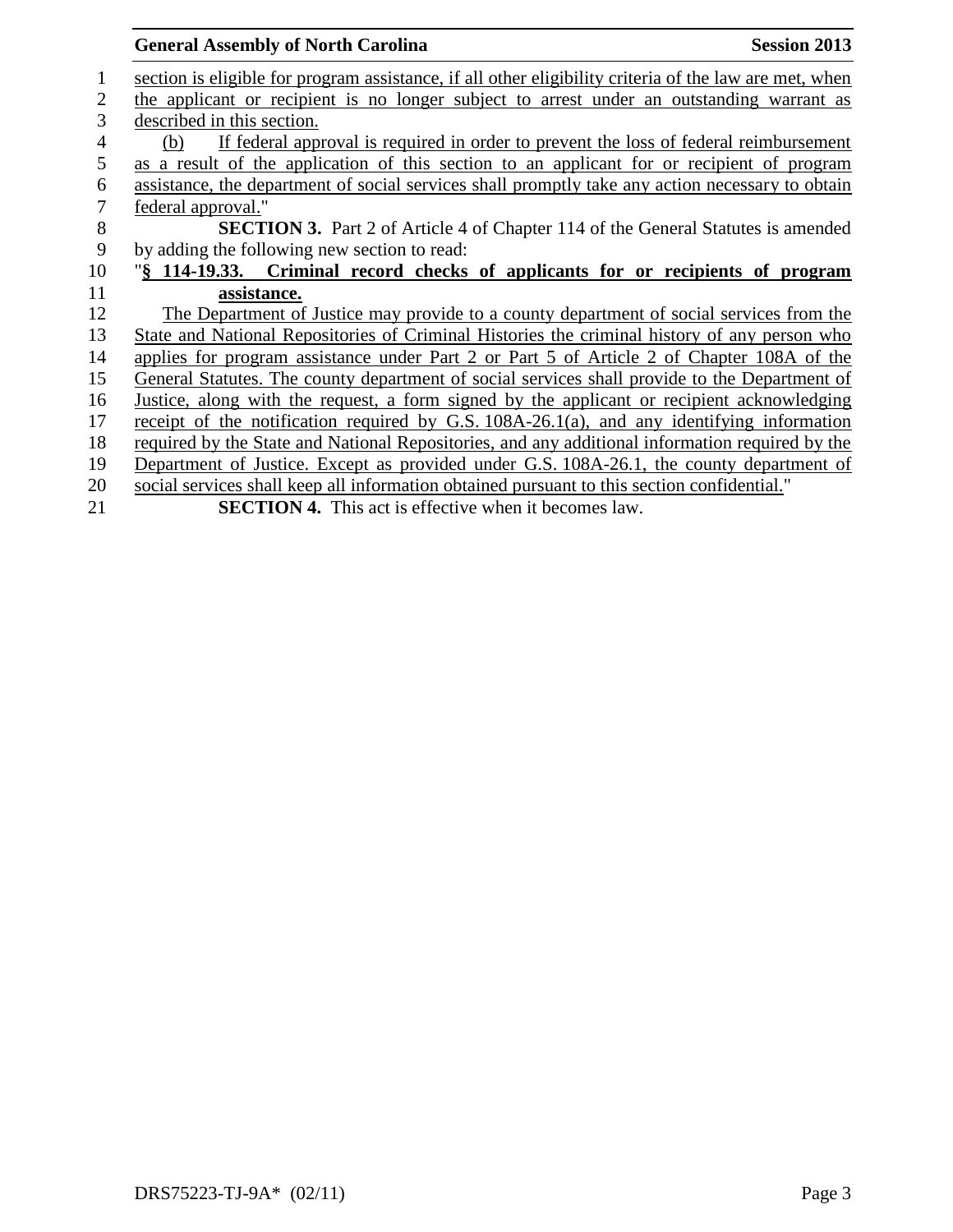section is eligible for program assistance, if all other eligibility criteria of the law are met, when the applicant or recipient is no longer subject to arrest under an outstanding warrant as described in this section.

(b) If federal approval is required in order to prevent the loss of federal reimbursement as a result of the application of this section to an applicant for or recipient of program assistance, the department of social services shall promptly take any action necessary to obtain federal approval."

**SECTION 3.** Part 2 of Article 4 of Chapter 114 of the General Statutes is amended by adding the following new section to read:

"**§ 114-19.33. Criminal record checks of applicants for or recipients of program assistance.**

The Department of Justice may provide to a county department of social services from the State and National Repositories of Criminal Histories the criminal history of any person who applies for program assistance under Part 2 or Part 5 of Article 2 of Chapter 108A of the General Statutes. The county department of social services shall provide to the Department of Justice, along with the request, a form signed by the applicant or recipient acknowledging receipt of the notification required by G.S. 108A-26.1(a), and any identifying information required by the State and National Repositories, and any additional information required by the Department of Justice. Except as provided under G.S. 108A-26.1, the county department of social services shall keep all information obtained pursuant to this section confidential."

**SECTION 4.** This act is effective when it becomes law.